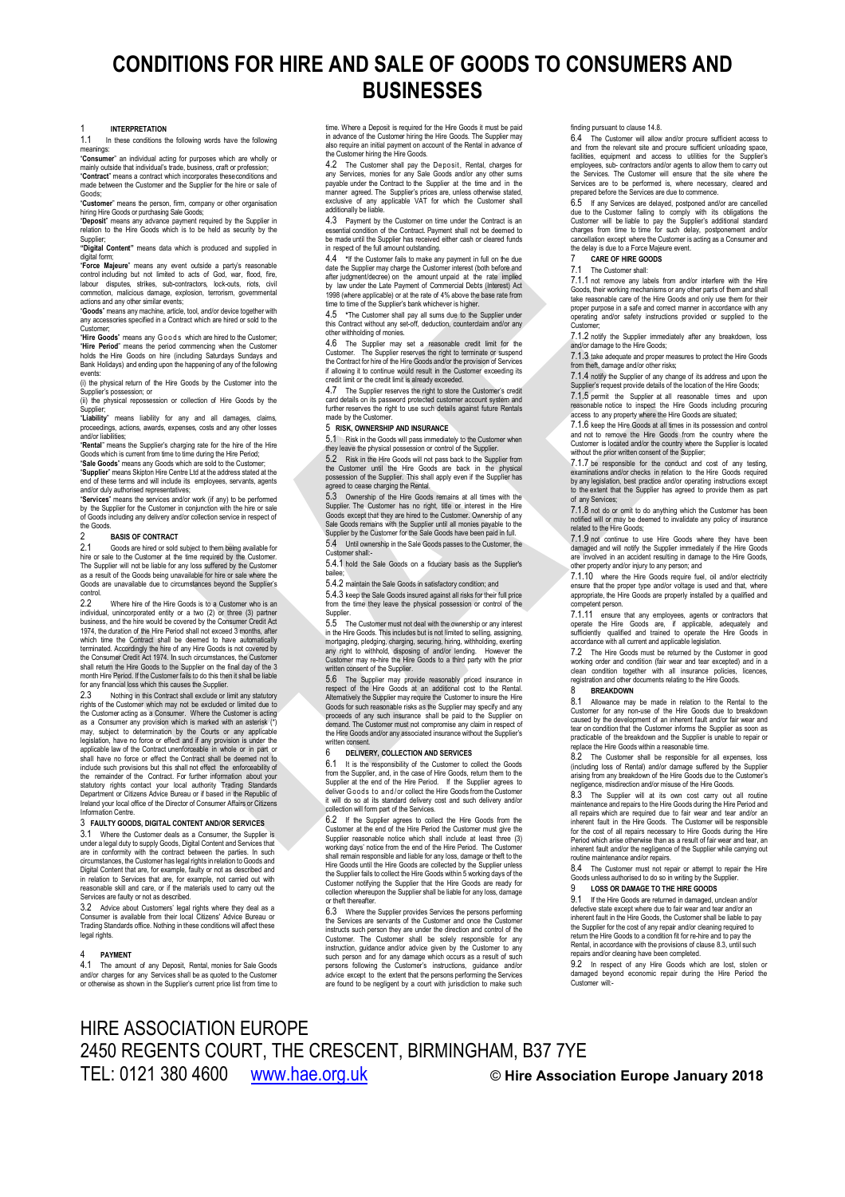# CONDITIONS FOR HIRE AND SALE OF GOODS TO CONSUMERS AND BUSINESSES

## 1 INTERPRETATION

1.1 In these conditions the following words have the following meanings:

"**Consumer**" an individual acting for purposes which are wholly or mainly outside that individual's trade, business, craft or profession;

"**Contract**" means a contract which incorporates these conditions and made between the Customer and the Supplier for the hire or sale of Goods;

"**Customer**" means the person, firm, company or other organisation hiring Hire Goods or purchasing Sale Goods;

"**Deposit**" means any advance payment required by the Supplier in relation to the Hire Goods which is to be held as security by the Supplier;

**"Digital Content"** means data which is produced and supplied in digital form;

"**Force Majeure**" means any event outside a party's reasonable control including but not limited to acts of God, war, flood, fire, labour disputes, strikes, sub-contractors, lock-outs, riots, civil commotion, malicious damage, explosion, terrorism, governmental actions and any other similar events;

"**Goods**" means any machine, article, tool, and/or device together with any accessories specified in a Contract which are hired or sold to the Customer;

"**Hire Goods**" means any Goods which are hired to the Customer;

"**Hire Period**" means the period commencing when the Customer holds the Hire Goods on hire (including Saturdays Sundays and Bank Holidays) and ending upon the happening of any of the following events:

(i) the physical return of the Hire Goods by the Customer into the Supplier's possession; or

(ii) the physical repossession or collection of Hire Goods by the Supplier;

"**Liability**" means liability for any and all damages, claims, proceedings, actions, awards, expenses, costs and any other losses and/or liabilities;

"**Rental**" means the Supplier's charging rate for the hire of the Hire Goods which is current from time to time during the Hire Period;

"**Sale Goods**" means any Goods which are sold to the Customer;

"**Supplier**" means Skipton Hire Centre Ltd at the address stated at the end of these terms and will include its employees, servants, agents and/or duly authorised representatives;

"**Services**" means the services and/or work (if any) to be performed by the Supplier for the Customer in conjunction with the hire or sale of Goods including any delivery and/or collection service in respect of the Goods.

## 2 BASIS OF CONTRACT

2.1 Goods are hired or sold subject to them being available for hire or sale to the Customer at the time required by the Customer. The Supplier will not be liable for any loss suffered by the Customer as a result of the Goods being unavailable for hire or sale where the Goods are unavailable due to circumstances beyond the Supplier's control.

2.2 Where the Hire Goods is to a Customer who is an individual, unincorporated entity or a two (2) or three (3) partner business, and the hire would be covered by the Consumer Credit Act 1974, the duration of the Hire Period shall not exceed 3 months, after which time the Contract shall be deemed to have automatically terminated. Accordingly the hire of any Hire Goods is not covered by the Consumer Credit Act 1974. In such circumstances, the Customer shall return the Hire Goods to the Supplier on the final day of the 3 month Hire Period. If the Customer fails to do this then it shall be liable for any financial loss which this causes the Supplier.

2.3 Nothing in this Contract shall exclude or limit any statutory rights of the Customer which may not be excluded or limited due to the Customer acting as a Consumer. Where the Customer is acting as a Consumer any provision which is marked with an asterisk (*) may, subject to determination by the Courts or any applicable legislation, have no force or effect and if any provision is under the applicable law of the Contract unenforceable in whole or in part or shall have no force or effect the Contract shall be deemed not to include such provisions but this shall not effect the enforceability of the remainder of the Contract. For further information about your statutory rights contact your local authority Trading Standards Department or Citizens Advice Bureau or if based in the Republic of Ireland your local office of the Director of Consumer Affairs or Citizens Information Centre.

## 3 FAULTY GOODS, DIGITAL CONTENT AND/OR SERVICES

3.1 Where the Customer deals as a Consumer, the Supplier is under a legal duty to supply Goods, Digital Content and Services that are in conformity with the contract between the parties. In such circumstances, the Customer has legal rights in relation to Goods and Digital Content that are, for example, faulty or not as described and in relation to Services that are, for example, not carried out with reasonable skill and care, or if the materials used to carry out the Services are faulty or not as described.

3.2 Advice about Customers' legal rights where they deal as a Consumer is available from their local Citizens' Advice Bureau or Trading Standards office. Nothing in these conditions will affect these legal rights.

## 4 PAYMENT

4.1 The amount of any Deposit, Rental, monies for Sale Goods and/or charges for any Services shall be as quoted to the Customer or otherwise as shown in the Supplier's current price list from time to time. Where a Deposit is required for the Hire Goods it must be paid in advance of the Customer hiring the Hire Goods. The Supplier may also require an initial payment on account of the Rental in advance of the Customer hiring the Hire Goods.

4.2 The Customer shall pay the Deposit, Rental, charges for any Services, monies for any Sale Goods and/or any other sums payable under the Contract to the Supplier at the time and in the manner agreed. The Supplier's prices are, unless otherwise stated, exclusive of any applicable VAT for which the Customer shall additionally be liable.

4.3 Payment by the Customer on time under the Contract is an essential condition of the Contract. Payment shall not be deemed to be made until the Supplier has received either cash or cleared funds in respect of the full amount outstanding.

4.4 *If the Customer fails to make any payment in full on the due date the Supplier may charge the Customer interest (both before and after judgment/decree) on the amount unpaid at the rate implied by law under the Late Payment of Commercial Debts (Interest) Act 1998 (where applicable) or at the rate of 4% above the base rate from time to time of the Supplier's bank whichever is higher.

4.5 *The Customer shall pay all sums due to the Supplier under this Contract without any set-off, deduction, counterclaim and/or any other withholding of monies.

4.6 The Supplier may set a reasonable credit limit for the Customer. The Supplier reserves the right to terminate or suspend the Contract for hire of the Hire Goods and/or the provision of Services if allowing it to continue would result in the Customer exceeding its credit limit or the credit limit is already exceeded.

4.7 The Supplier reserves the right to store the Customer's credit card details on its password protected customer account system and further reserves the right to use such details against future Rentals made by the Customer.

## 5 RISK, OWNERSHIP AND INSURANCE

5.1 Risk in the Goods will pass immediately to the Customer when they leave the physical possession or control of the Supplier.

5.2 Risk in the Hire Goods will not pass back to the Supplier from the Customer until the Hire Goods are back in the physical possession of the Supplier. This shall apply even if the Supplier has agreed to cease charging the Rental.

5.3 Ownership of the Hire Goods remains at all times with the Supplier. The Customer has no right, title or interest in the Hire Goods except that they are hired to the Customer. Ownership of any Sale Goods remains with the Supplier until all monies payable to the Supplier by the Customer for the Sale Goods have been paid in full.

5.4 Until ownership in the Sale Goods passes to the Customer, the Customer shall:-

5.4.1 hold the Sale Goods on a fiduciary basis as the Supplier's bailee;

5.4.2 maintain the Sale Goods in satisfactory condition; and

5.4.3 keep the Sale Goods insured against all risks for their full price from the time they leave the physical possession or control of the Supplier.

5.5 The Customer must not deal with the ownership or any interest in the Hire Goods. This includes but is not limited to selling, assigning, mortgaging, pledging, charging, securing, hiring, withholding, exerting any right to withhold, disposing of and/or lending. However the Customer may re-hire the Hire Goods to a third party with the prior written consent of the Supplier.

5.6 The Supplier may provide reasonably priced insurance in respect of the Hire Goods at an additional cost to the Rental. Alternatively the Supplier may require the Customer to insure the Hire Goods for such reasonable risks as the Supplier may specify and any proceeds of any such insurance shall be paid to the Supplier on demand. The Customer must not compromise any claim in respect of the Hire Goods and/or any associated insurance without the Supplier's written consent.

## 6 DELIVERY, COLLECTION AND SERVICES

6.1 It is the responsibility of the Customer to collect the Goods from the Supplier, and, in the case of Hire Goods, return them to the Supplier at the end of the Hire Period. If the Supplier agrees to deliver Goods to and/or collect the Hire Goods from the Customer it will do so at its standard delivery cost and such delivery and/or collection will form part of the Services.

6.2 If the Supplier agrees to collect the Hire Goods from the Customer at the end of the Hire Period the Customer must give the Supplier reasonable notice which shall include at least three (3) working days' notice from the end of the Hire Period. The Customer shall remain responsible and liable for any loss, damage or theft to the Hire Goods until the Hire Goods are collected by the Supplier unless the Supplier fails to collect the Hire Goods within 5 working days of the Customer notifying the Supplier that the Hire Goods are ready for collection whereupon the Supplier shall be liable for any loss, damage or theft thereafter.

6.3 Where the Supplier provides Services the persons performing the Services are servants of the Customer and once the Customer instructs such person they are under the direction and control of the Customer. The Customer shall be solely responsible for any instruction, guidance and/or advice given by the Customer to any such person and for any damage which occurs as a result of such persons following the Customer's instructions, guidance and/or advice except to the extent that the persons performing the Services are found to be negligent by a court with jurisdiction to make such finding pursuant to clause 14.8.

6.4 The Customer will allow and/or procure sufficient access to and from the relevant site and procure sufficient unloading space, facilities, equipment and access to utilities for the Supplier's employees, sub- contractors and/or agents to allow them to carry out the Services. The Customer will ensure that the site where the Services are to be performed is, where necessary, cleared and prepared before the Services are due to commence.

6.5 If any Services are delayed, postponed and/or are cancelled due to the Customer failing to comply with its obligations the Customer will be liable to pay the Supplier's additional standard charges from time to time for such delay, postponement and/or cancellation except where the Customer is acting as a Consumer and the delay is due to a Force Majeure event.

## 7 CARE OF HIRE GOODS

7.1 The Customer shall:

7.1.1 not remove any labels from and/or interfere with the Hire Goods, their working mechanisms or any other parts of them and shall take reasonable care of the Hire Goods and only use them for their proper purpose in a safe and correct manner in accordance with any operating and/or safety instructions provided or supplied to the Customer;

7.1.2 notify the Supplier immediately after any breakdown, loss and/or damage to the Hire Goods;

7.1.3 take adequate and proper measures to protect the Hire Goods from theft, damage and/or other risks;

7.1.4 notify the Supplier of any change of its address and upon the Supplier's request provide details of the location of the Hire Goods;

7.1.5 permit the Supplier at all reasonable times and upon reasonable notice to inspect the Hire Goods including procuring access to any property where the Hire Goods are situated;

7.1.6 keep the Hire Goods at all times in its possession and control and not to remove the Hire Goods from the country where the Customer is located and/or the country where the Supplier is located without the prior written consent of the Supplier;

7.1.7 be responsible for the conduct and cost of any testing, examinations and/or checks in relation to the Hire Goods required by any legislation, best practice and/or operating instructions except to the extent that the Supplier has agreed to provide them as part of any Services;

7.1.8 not do or omit to do anything which the Customer has been notified will or may be deemed to invalidate any policy of insurance related to the Hire Goods;

7.1.9 not continue to use Hire Goods where they have been damaged and will notify the Supplier immediately if the Hire Goods are involved in an accident resulting in damage to the Hire Goods, other property and/or injury to any person; and

7.1.10 where the Hire Goods require fuel, oil and/or electricity ensure that the proper type and/or voltage is used and that, where appropriate, the Hire Goods are properly installed by a qualified and competent person.

7.1.11 ensure that any employees, agents or contractors that operate the Hire Goods are, if applicable, adequately and sufficiently qualified and trained to operate the Hire Goods in accordance with all current and applicable legislation.

7.2 The Hire Goods must be returned by the Customer in good working order and condition (fair wear and tear excepted) and in a clean condition together with all insurance policies, licences, registration and other documents relating to the Hire Goods.

## 8 BREAKDOWN

8.1 Allowance may be made in relation to the Rental to the Customer for any non-use of the Hire Goods due to breakdown caused by the development of an inherent fault and/or fair wear and tear on condition that the Customer informs the Supplier as soon as practicable of the breakdown and the Supplier is unable to repair or replace the Hire Goods within a reasonable time.

8.2 The Customer shall be responsible for all expenses, loss (including loss of Rental) and/or damage suffered by the Supplier arising from any breakdown of the Hire Goods due to the Customer's negligence, misdirection and/or misuse of the Hire Goods.

8.3 The Supplier will at its own cost carry out all routine maintenance and repairs to the Hire Goods during the Hire Period and all repairs which are required due to fair wear and tear and/or an inherent fault in the Hire Goods. The Customer will be responsible for the cost of all repairs necessary to Hire Goods during the Hire Period which arise otherwise than as a result of fair wear and tear, an inherent fault and/or the negligence of the Supplier while carrying out routine maintenance and/or repairs.

8.4 The Customer must not repair or attempt to repair the Hire Goods unless authorised to do so in writing by the Supplier.

## 9 LOSS OR DAMAGE TO THE HIRE GOODS

9.1 If the Hire Goods are returned in damaged, unclean and/or defective state except where due to fair wear and tear and/or an inherent fault in the Hire Goods, the Customer shall be liable to pay the Supplier for the cost of any repair and/or cleaning required to return the Hire Goods to a condition fit for re-hire and to pay the Rental, in accordance with the provisions of clause 8.3, until such repairs and/or cleaning have been completed.

9.2 In respect of any Hire Goods which are lost, stolen or damaged beyond economic repair during the Hire Period the Customer will:-

HIRE ASSOCIATION EUROPE
2450 REGENTS COURT, THE CRESCENT, BIRMINGHAM, B37 7YE
TEL: 0121 380 4600 www.hae.org.uk **© Hire Association Europe January 2018**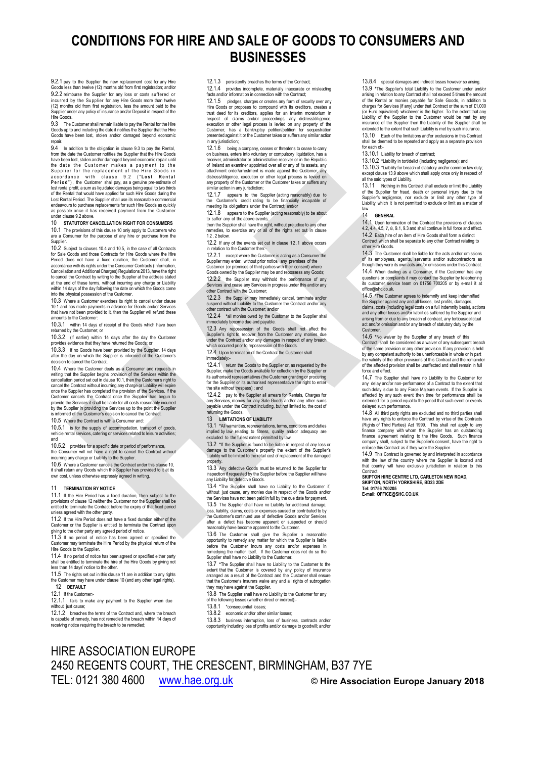# CONDITIONS FOR HIRE AND SALE OF GOODS TO CONSUMERS AND BUSINESSES

9.2.1 pay to the Supplier the new replacement cost for any Hire Goods less than twelve (12) months old from first registration; and/or

9.2.2 reimburse the Supplier for any loss or costs suffered or incurred by the Supplier for any Hire Goods more than twelve (12) months old from first registration, less the amount paid to the Supplier under any policy of insurance and/or Deposit in respect of the Hire Goods.

9.3 The Customer shall remain liable to pay the Rental for the Hire Goods up to and including the date it notifies the Supplier that the Hire Goods have been lost, stolen and/or damaged beyond economic repair.

9.4 In addition to the obligation in clause 9.3 to pay the Rental, from the date the Customer notifies the Supplier that the Hire Goods have been lost, stolen and/or damaged beyond economic repair until the date the Customer makes a payment to the Supplier for the replacement of the Hire Goods in accordance with clause 9.2 ("**Lost Rental Period**"), the Customer shall pay, as a genuine pre-estimate of lost rental profit, a sum as liquidated damages being equal to two thirds of the Rental that would have applied for such Hire Goods during the Lost Rental Period. The Supplier shall use its reasonable commercial endeavours to purchase replacements for such Hire Goods as quickly as possible once it has received payment from the Customer under clause 9.2 above.

## 10 STATUTORY CANCELLATION RIGHT FOR CONSUMERS

10.1 The provisions of this clause 10 only apply to Customers who are a Consumer for the purpose of any hire or purchase from the Supplier.

10.2 Subject to clauses 10.4 and 10.5, in the case of all Contracts for Sale Goods and those Contracts for Hire Goods where the Hire Period does not have a fixed duration, the Customer shall, in accordance with its rights under the Consumer Contracts (Information, Cancellation and Additional Charges) Regulations 2013, have the right to cancel the Contract by writing to the Supplier at the address stated at the end of these terms, without incurring any charge or Liability within 14 days of the day following the date on which the Goods come into the physical possession of the Customer.

10.3 Where a Customer exercises its right to cancel under clause 10.1 and has made payments in advance for Goods and/or Services that have not been provided to it, then the Supplier will refund these amounts to the Customer:

10.3.1 within 14 days of receipt of the Goods which have been returned by the Customer; or

10.3.2 (if earlier) within 14 days after the day the Customer provides evidence that they have returned the Goods; or

10.3.3 if no Goods have been provided by the Supplier, 14 days after the day on which the Supplier is informed of the Customer's decision to cancel the Contract.

10.4 Where the Customer deals as a Consumer and requests in writing that the Supplier begins provision of the Services within the cancellation period set out in clause 10.1, then the Customer's right to cancel the Contract without incurring any charge or Liability will expire once the Supplier has completed the provision of the Services. If the Customer cancels the Contract once the Supplier has begun to provide the Services it shall be liable for all costs reasonably incurred by the Supplier in providing the Services up to the point the Supplier is informed of the Customer's decision to cancel the Contract.

10.5 Where the Contract is with a Consumer and:

10.5.1 is for the supply of accommodation, transport of goods, vehicle rental services, catering or services related to leisure activities; and

10.5.2 provides for a specific date or period of performance,

the Consumer will not have a right to cancel the Contract without incurring any charge or Liability to the Supplier.

10.6 Where a Customer cancels the Contract under this clause 10, it shall return any Goods which the Supplier has provided to it at its own cost, unless otherwise expressly agreed in writing.

## 11 TERMINATION BY NOTICE

11.1 If the Hire Period has a fixed duration, then subject to the provisions of clause 12 neither the Customer nor the Supplier shall be entitled to terminate the Contract before the expiry of that fixed period unless agreed with the other party.

11.2 If the Hire Period does not have a fixed duration either of the Customer or the Supplier is entitled to terminate the Contract upon giving to the other party any agreed period of notice.

11.3 If no period of notice has been agreed or specified the Customer may terminate the Hire Period by the physical return of the Hire Goods to the Supplier.

11.4 If no period of notice has been agreed or specified either party shall be entitled to terminate the hire of the Hire Goods by giving not less than 14 days' notice to the other.

11.5 The rights set out in this clause 11 are in addition to any rights the Customer may have under clause 10 (and any other legal rights).

## 12 DEFAULT

12.1 If the Customer:-

12.1.1 fails to make any payment to the Supplier when due without just cause;

12.1.2 breaches the terms of the Contract and, where the breach is capable of remedy, has not remedied the breach within 14 days of receiving notice requiring the breach to be remedied;

12.1.3 persistently breaches the terms of the Contract;

12.1.4 provides incomplete, materially inaccurate or misleading facts and/or information in connection with the Contract;

12.1.5 pledges, charges or creates any form of security over any Hire Goods or proposes to compound with its creditors, creates a trust deed for its creditors, applies for an interim moratorium in respect of claims and/or proceedings, any distress/diligence, execution or other legal process is levied on any property of the Customer, has a bankruptcy petition/petition for sequestration presented against it or the Customer takes or suffers any similar action in any jurisdiction;

12.1.6 being a company, ceases or threatens to cease to carry on business, enters into voluntary or compulsory liquidation, has a receiver, administrator or administrative receiver or in the Republic of Ireland an examiner appointed over all or any of its assets, any attachment order/arrestment is made against the Customer, any distress/diligence, execution or other legal process is levied on any property of the Customer or the Customer takes or suffers any similar action in any jurisdiction;

12.1.7 appears to the Supplier (acting reasonably) due to the Customer's credit rating to be financially incapable of meeting its obligations under the Contract; and/or

12.1.8 appears to the Supplier (acting reasonably) to be about to suffer any of the above events;

then the Supplier shall have the right, without prejudice to any other remedies, to exercise any or all of the rights set out in clause 12.2 below.

12.2 If any of the events set out in clause 12.1 above occurs in relation to the Customer then:-

12.2.1 except where the Customer is acting as a Consumer the Supplier may enter, without prior notice, any premises of the Customer (or premises of third parties with their consent) where Goods owned by the Supplier may be and repossess any Goods;

12.2.2 the Supplier may withhold the performance of any Services and cease any Services in progress under this and/or any other Contract with the Customer;

12.2.3 the Supplier may immediately cancel, terminate and/or suspend without Liability to the Customer the Contract and/or any other contract with the Customer; and/or

12.2.4 \*all monies owed by the Customer to the Supplier shall immediately become due and payable.

12.3 Any repossession of the Goods shall not affect the Supplier's right to recover from the Customer any monies due under the Contract and/or any damages in respect of any breach which occurred prior to repossession of the Goods.

12.4 Upon termination of the Contract the Customer shall immediately:-

12.4.1 return the Goods to the Supplier or, as requested by the Supplier, make the Goods available for collection by the Supplier or its authorised representatives (the Customer granting or procuring for the Supplier or its authorised representative the right to enter the site without trespass) ; and

12.4.2 pay to the Supplier all arrears for Rentals, Charges for any Services, monies for any Sale Goods and/or any other sums payable under the Contract including, but not limited to, the cost of returning the Goods.

## 13 LIMITATIONS OF LIABILITY

13.1 \*All warranties, representations, terms, conditions and duties implied by law relating to fitness, quality and/or adequacy are excluded to the fullest extent permitted by law.

13.2 \*If the Supplier is found to be liable in respect of any loss or damage to the Customer's property the extent of the Supplier's Liability will be limited to the retail cost of replacement of the damaged property.

13.3 Any defective Goods must be returned to the Supplier for inspection if requested by the Supplier before the Supplier will have any Liability for defective Goods.

13.4 \*The Supplier shall have no Liability to the Customer if, without just cause, any monies due in respect of the Goods and/or the Services have not been paid in full by the due date for payment.

13.5 The Supplier shall have no Liability for additional damage, loss, liability, claims, costs or expenses caused or contributed to by the Customer's continued use of defective Goods and/or Services after a defect has become apparent or suspected or should reasonably have become apparent to the Customer.

13.6 The Customer shall give the Supplier a reasonable opportunity to remedy any matter for which the Supplier is liable before the Customer incurs any costs and/or expenses in remedying the matter itself. If the Customer does not do so the Supplier shall have no Liability to the Customer.

13.7 \*The Supplier shall have no Liability to the Customer to the extent that the Customer is covered by any policy of insurance arranged as a result of the Contract and the Customer shall ensure that the Customer's insurers waive any and all rights of subrogation they may have against the Supplier.

13.8 The Supplier shall have no Liability to the Customer for any of the following losses (whether direct or indirect):-

13.8.1 \*consequential losses;

13.8.2 economic and/or other similar losses;

13.8.3 business interruption, loss of business, contracts and/or opportunity including loss of profits and/or damage to goodwill; and/or

13.8.4 special damages and indirect losses however so arising.

13.9 \*The Supplier's total Liability to the Customer under and/or arising in relation to any Contract shall not exceed 5 times the amount of the Rental or monies payable for Sale Goods, in addition to charges for Services (if any) under that Contract or the sum of £1,000 (or Euro equivalent) whichever is the higher. To the extent that any Liability of the Supplier to the Customer would be met by any insurance of the Supplier then the Liability of the Supplier shall be extended to the extent that such Liability is met by such insurance.

13.10 Each of the limitations and/or exclusions in this Contract shall be deemed to be repeated and apply as a separate provision for each of:-

13.10.1 Liability for breach of contract;

13.10.2 \*Liability in tort/delict (including negligence); and

13.10.3 \*Liability for breach of statutory and/or common law duty; except clause 13.9 above which shall apply once only in respect of all the said types of Liability.

13.11 Nothing in this Contract shall exclude or limit the Liability of the Supplier for fraud, death or personal injury due to the Supplier's negligence, nor exclude or limit any other type of Liability which it is not permitted to exclude or limit as a matter of law.

## 14 GENERAL

14.1 Upon termination of the Contract the provisions of clauses 4.2, 4.4, 4.5, 7, 8, 9.1, 9.3 and shall continue in full force and effect.

14.2 Each hire of an item of Hire Goods shall form a distinct Contract which shall be separate to any other Contract relating to other Hire Goods.

14.3 The Customer shall be liable for the acts and/or omissions of its employees, agents, servants and/or subcontractors as though they were its own acts and/or omissions under this Contract.

14.4 When dealing as a Consumer, if the Customer has any questions or complaints it may contact the Supplier by telephoning its customer service team on 01756 700205 or by e-mail it at office@shc.co.uk.

14.5 \*The Customer agrees to indemnify and keep indemnified the Supplier against any and all losses, lost profits, damages, claims, costs (including legal costs on a full indemnity basis), actions and any other losses and/or liabilities suffered by the Supplier and arising from or due to any breach of contract, any tortious/delictual act and/or omission and/or any breach of statutory duty by the Customer.

14.6 \*No waiver by the Supplier of any breach of this Contract shall be considered as a waiver of any subsequent breach of the same provision or any other provision. If any provision is held by any competent authority to be unenforceable in whole or in part the validity of the other provisions of this Contract and the remainder of the affected provision shall be unaffected and shall remain in full force and effect.

14.7 The Supplier shall have no Liability to the Customer for any delay and/or non-performance of a Contract to the extent that such delay is due to any Force Majeure events. If the Supplier is affected by any such event then time for performance shall be extended for a period equal to the period that such event or events delayed such performance.

14.8 All third party rights are excluded and no third parties shall have any rights to enforce the Contract by virtue of the Contracts (Rights of Third Parties) Act 1999. This shall not apply to any finance company with whom the Supplier has an outstanding finance agreement relating to the Hire Goods. Such finance company shall, subject to the Supplier's consent, have the right to enforce this Contract as if they were the Supplier.

14.9 This Contract is governed by and interpreted in accordance with the law of the country where the Supplier is located and that country will have exclusive jurisdiction in relation to this Contract.

**SKIPTON HIRE CENTRE LTD, CARLETON NEW ROAD, SKIPTON, NORTH YORKSHIRE, BD23 2DE**
**Tel: 01756 700205**
**E-mail: OFFICE@SHC.CO.UK**

HIRE ASSOCIATION EUROPE
2450 REGENTS COURT, THE CRESCENT, BIRMINGHAM, B37 7YE
TEL: 0121 380 4600 www.hae.org.uk **© Hire Association Europe January 2018**